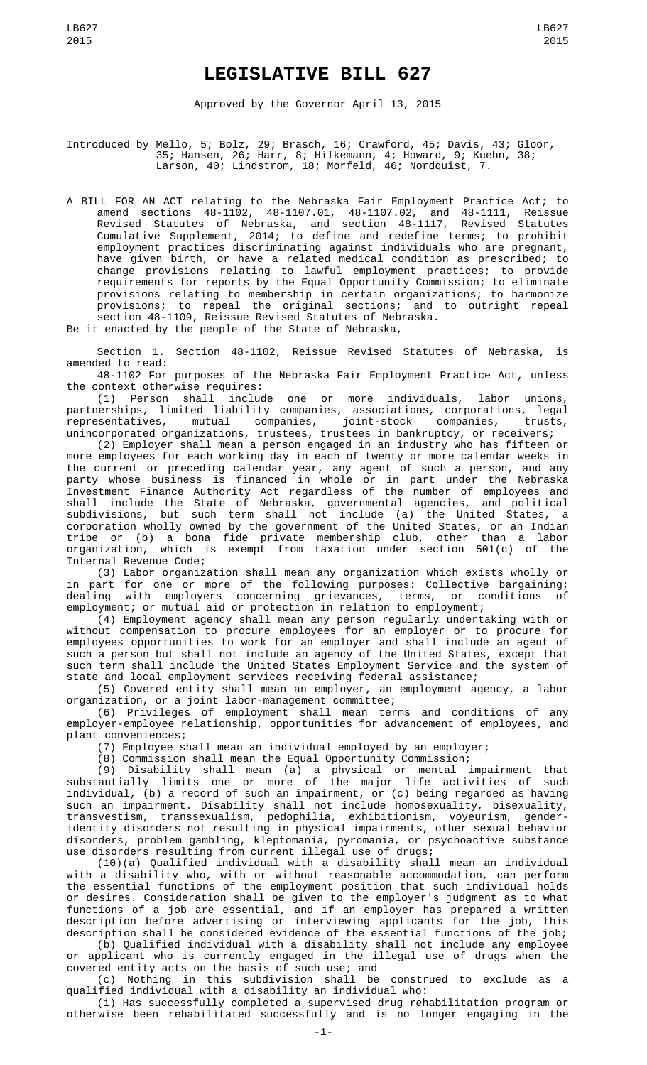# LEGISLATIVE BILL 627

Approved by the Governor April 13, 2015

Introduced by Mello, 5; Bolz, 29; Brasch, 16; Crawford, 45; Davis, 43; Gloor, 35; Hansen, 26; Harr, 8; Hilkemann, 4; Howard, 9; Kuehn, 38; Larson, 40; Lindstrom, 18; Morfeld, 46; Nordquist, 7.

A BILL FOR AN ACT relating to the Nebraska Fair Employment Practice Act; to amend sections 48-1102, 48-1107.01, 48-1107.02, and 48-1111, Reissue Revised Statutes of Nebraska, and section 48-1117, Revised Statutes Cumulative Supplement, 2014; to define and redefine terms; to prohibit employment practices discriminating against individuals who are pregnant, have given birth, or have a related medical condition as prescribed; to change provisions relating to lawful employment practices; to provide requirements for reports by the Equal Opportunity Commission; to eliminate provisions relating to membership in certain organizations; to harmonize provisions; to repeal the original sections; and to outright repeal section 48-1109, Reissue Revised Statutes of Nebraska.

Be it enacted by the people of the State of Nebraska,

Section 1. Section 48-1102, Reissue Revised Statutes of Nebraska, is amended to read:

48-1102 For purposes of the Nebraska Fair Employment Practice Act, unless the context otherwise requires:

(1) Person shall include one or more individuals, labor unions, partnerships, limited liability companies, associations, corporations, legal representatives, mutual companies, joint-stock companies, trusts, unincorporated organizations, trustees, trustees in bankruptcy, or receivers;

(2) Employer shall mean a person engaged in an industry who has fifteen or more employees for each working day in each of twenty or more calendar weeks in the current or preceding calendar year, any agent of such a person, and any party whose business is financed in whole or in part under the Nebraska Investment Finance Authority Act regardless of the number of employees and shall include the State of Nebraska, governmental agencies, and political subdivisions, but such term shall not include (a) the United States, a corporation wholly owned by the government of the United States, or an Indian tribe or (b) a bona fide private membership club, other than a labor organization, which is exempt from taxation under section 501(c) of the Internal Revenue Code;

(3) Labor organization shall mean any organization which exists wholly or in part for one or more of the following purposes: Collective bargaining; dealing with employers concerning grievances, terms, or conditions of employment; or mutual aid or protection in relation to employment;

(4) Employment agency shall mean any person regularly undertaking with or without compensation to procure employees for an employer or to procure for employees opportunities to work for an employer and shall include an agent of such a person but shall not include an agency of the United States, except that such term shall include the United States Employment Service and the system of state and local employment services receiving federal assistance;

(5) Covered entity shall mean an employer, an employment agency, a labor organization, or a joint labor-management committee;

(6) Privileges of employment shall mean terms and conditions of any employer-employee relationship, opportunities for advancement of employees, and plant conveniences;

(7) Employee shall mean an individual employed by an employer;

(8) Commission shall mean the Equal Opportunity Commission;

(9) Disability shall mean (a) a physical or mental impairment that substantially limits one or more of the major life activities of such individual, (b) a record of such an impairment, or (c) being regarded as having such an impairment. Disability shall not include homosexuality, bisexuality, transvestism, transsexualism, pedophilia, exhibitionism, voyeurism, gender-identity disorders not resulting in physical impairments, other sexual behavior disorders, problem gambling, kleptomania, pyromania, or psychoactive substance use disorders resulting from current illegal use of drugs;

(10)(a) Qualified individual with a disability shall mean an individual with a disability who, with or without reasonable accommodation, can perform the essential functions of the employment position that such individual holds or desires. Consideration shall be given to the employer's judgment as to what functions of a job are essential, and if an employer has prepared a written description before advertising or interviewing applicants for the job, this description shall be considered evidence of the essential functions of the job;

(b) Qualified individual with a disability shall not include any employee or applicant who is currently engaged in the illegal use of drugs when the covered entity acts on the basis of such use; and

(c) Nothing in this subdivision shall be construed to exclude as a qualified individual with a disability an individual who:

(i) Has successfully completed a supervised drug rehabilitation program or otherwise been rehabilitated successfully and is no longer engaging in the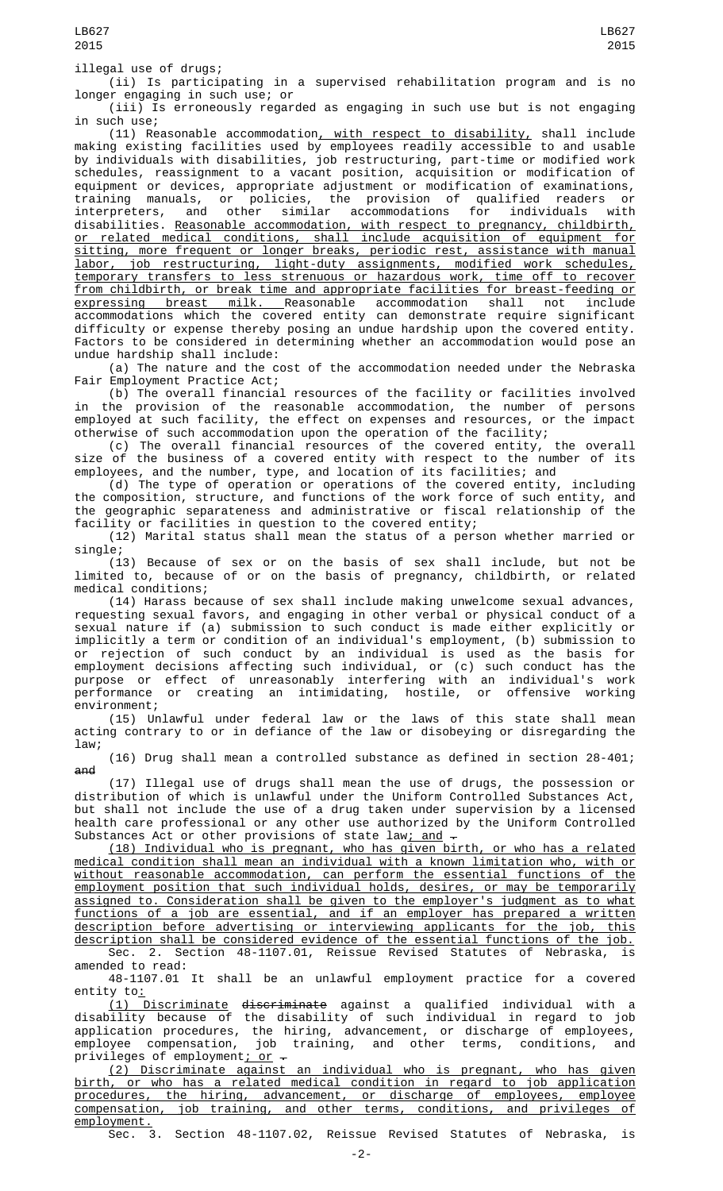illegal use of drugs;

(ii) Is participating in a supervised rehabilitation program and is no longer engaging in such use; or

(iii) Is erroneously regarded as engaging in such use but is not engaging in such use;

(11) Reasonable accommodation, with respect to disability, shall include making existing facilities used by employees readily accessible to and usable by individuals with disabilities, job restructuring, part-time or modified work schedules, reassignment to a vacant position, acquisition or modification of equipment or devices, appropriate adjustment or modification of examinations, training manuals, or policies, the provision of qualified readers or interpreters, and other similar accommodations for individuals with disabilities. Reasonable accommodation, with respect to pregnancy, childbirth, or related medical conditions, shall include acquisition of equipment for sitting, more frequent or longer breaks, periodic rest, assistance with manual labor, job restructuring, light-duty assignments, modified work schedules, temporary transfers to less strenuous or hazardous work, time off to recover from childbirth, or break time and appropriate facilities for breast-feeding or expressing breast milk. Reasonable accommodation shall not include accommodations which the covered entity can demonstrate require significant difficulty or expense thereby posing an undue hardship upon the covered entity. Factors to be considered in determining whether an accommodation would pose an undue hardship shall include:

(a) The nature and the cost of the accommodation needed under the Nebraska Fair Employment Practice Act;

(b) The overall financial resources of the facility or facilities involved in the provision of the reasonable accommodation, the number of persons employed at such facility, the effect on expenses and resources, or the impact otherwise of such accommodation upon the operation of the facility;

(c) The overall financial resources of the covered entity, the overall size of the business of a covered entity with respect to the number of its employees, and the number, type, and location of its facilities; and

(d) The type of operation or operations of the covered entity, including the composition, structure, and functions of the work force of such entity, and the geographic separateness and administrative or fiscal relationship of the facility or facilities in question to the covered entity;

(12) Marital status shall mean the status of a person whether married or single;

(13) Because of sex or on the basis of sex shall include, but not be limited to, because of or on the basis of pregnancy, childbirth, or related medical conditions;

(14) Harass because of sex shall include making unwelcome sexual advances, requesting sexual favors, and engaging in other verbal or physical conduct of a sexual nature if (a) submission to such conduct is made either explicitly or implicitly a term or condition of an individual's employment, (b) submission to or rejection of such conduct by an individual is used as the basis for employment decisions affecting such individual, or (c) such conduct has the purpose or effect of unreasonably interfering with an individual's work performance or creating an intimidating, hostile, or offensive working environment;

(15) Unlawful under federal law or the laws of this state shall mean acting contrary to or in defiance of the law or disobeying or disregarding the law;

(16) Drug shall mean a controlled substance as defined in section 28-401; ~~and~~

(17) Illegal use of drugs shall mean the use of drugs, the possession or distribution of which is unlawful under the Uniform Controlled Substances Act, but shall not include the use of a drug taken under supervision by a licensed health care professional or any other use authorized by the Uniform Controlled Substances Act or other provisions of state law; and ~~.~~

(18) Individual who is pregnant, who has given birth, or who has a related medical condition shall mean an individual with a known limitation who, with or without reasonable accommodation, can perform the essential functions of the employment position that such individual holds, desires, or may be temporarily assigned to. Consideration shall be given to the employer's judgment as to what functions of a job are essential, and if an employer has prepared a written description before advertising or interviewing applicants for the job, this description shall be considered evidence of the essential functions of the job.

Sec. 2. Section 48-1107.01, Reissue Revised Statutes of Nebraska, is amended to read:

48-1107.01 It shall be an unlawful employment practice for a covered entity to:

(1) Discriminate ~~discriminate~~ against a qualified individual with a disability because of the disability of such individual in regard to job application procedures, the hiring, advancement, or discharge of employees, employee compensation, job training, and other terms, conditions, and privileges of employment; or ~~.~~

(2) Discriminate against an individual who is pregnant, who has given birth, or who has a related medical condition in regard to job application procedures, the hiring, advancement, or discharge of employees, employee compensation, job training, and other terms, conditions, and privileges of employment.

Sec. 3. Section 48-1107.02, Reissue Revised Statutes of Nebraska, is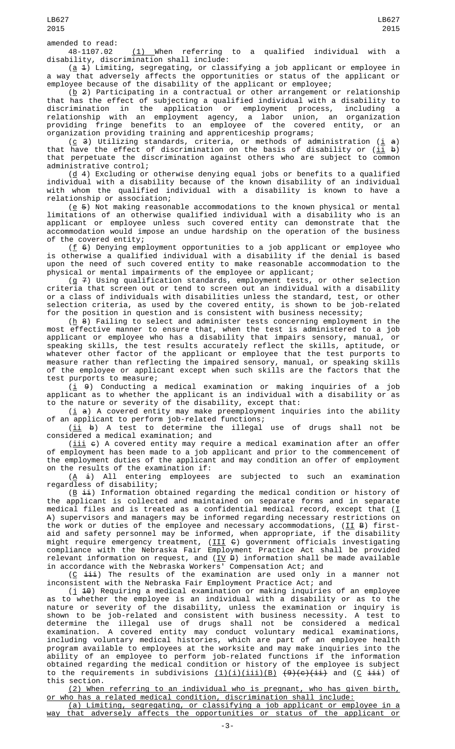amended to read:

48-1107.02 (1) When referring to a qualified individual with a disability, discrimination shall include:

(a 1) Limiting, segregating, or classifying a job applicant or employee in a way that adversely affects the opportunities or status of the applicant or employee because of the disability of the applicant or employee;

(b 2) Participating in a contractual or other arrangement or relationship that has the effect of subjecting a qualified individual with a disability to discrimination in the application or employment process, including a relationship with an employment agency, a labor union, an organization providing fringe benefits to an employee of the covered entity, or an organization providing training and apprenticeship programs;

(c 3) Utilizing standards, criteria, or methods of administration (i a) that have the effect of discrimination on the basis of disability or (ii b) that perpetuate the discrimination against others who are subject to common administrative control;

(d 4) Excluding or otherwise denying equal jobs or benefits to a qualified individual with a disability because of the known disability of an individual with whom the qualified individual with a disability is known to have a relationship or association;

(e 5) Not making reasonable accommodations to the known physical or mental limitations of an otherwise qualified individual with a disability who is an applicant or employee unless such covered entity can demonstrate that the accommodation would impose an undue hardship on the operation of the business of the covered entity;

(f 6) Denying employment opportunities to a job applicant or employee who is otherwise a qualified individual with a disability if the denial is based upon the need of such covered entity to make reasonable accommodation to the physical or mental impairments of the employee or applicant;

(g 7) Using qualification standards, employment tests, or other selection criteria that screen out or tend to screen out an individual with a disability or a class of individuals with disabilities unless the standard, test, or other selection criteria, as used by the covered entity, is shown to be job-related for the position in question and is consistent with business necessity;

(h 8) Failing to select and administer tests concerning employment in the most effective manner to ensure that, when the test is administered to a job applicant or employee who has a disability that impairs sensory, manual, or speaking skills, the test results accurately reflect the skills, aptitude, or whatever other factor of the applicant or employee that the test purports to measure rather than reflecting the impaired sensory, manual, or speaking skills of the employee or applicant except when such skills are the factors that the test purports to measure;

(i 9) Conducting a medical examination or making inquiries of a job applicant as to whether the applicant is an individual with a disability or as to the nature or severity of the disability, except that:

(i a) A covered entity may make preemployment inquiries into the ability of an applicant to perform job-related functions;

(ii b) A test to determine the illegal use of drugs shall not be considered a medical examination; and

(iii c) A covered entity may require a medical examination after an offer of employment has been made to a job applicant and prior to the commencement of the employment duties of the applicant and may condition an offer of employment on the results of the examination if:

(A i) All entering employees are subjected to such an examination regardless of disability;

(B ii) Information obtained regarding the medical condition or history of the applicant is collected and maintained on separate forms and in separate medical files and is treated as a confidential medical record, except that (I A) supervisors and managers may be informed regarding necessary restrictions on the work or duties of the employee and necessary accommodations, (II B) first-aid and safety personnel may be informed, when appropriate, if the disability might require emergency treatment, (III C) government officials investigating compliance with the Nebraska Fair Employment Practice Act shall be provided relevant information on request, and (IV D) information shall be made available in accordance with the Nebraska Workers' Compensation Act; and

(C iii) The results of the examination are used only in a manner not inconsistent with the Nebraska Fair Employment Practice Act; and

(j 10) Requiring a medical examination or making inquiries of an employee as to whether the employee is an individual with a disability or as to the nature or severity of the disability, unless the examination or inquiry is shown to be job-related and consistent with business necessity. A test to determine the illegal use of drugs shall not be considered a medical examination. A covered entity may conduct voluntary medical examinations, including voluntary medical histories, which are part of an employee health program available to employees at the worksite and may make inquiries into the ability of an employee to perform job-related functions if the information obtained regarding the medical condition or history of the employee is subject to the requirements in subdivisions (1)(i)(iii)(B) (9)(c)(ii) and (C iii) of this section.

(2) When referring to an individual who is pregnant, who has given birth, or who has a related medical condition, discrimination shall include:

(a) Limiting, segregating, or classifying a job applicant or employee in a way that adversely affects the opportunities or status of the applicant or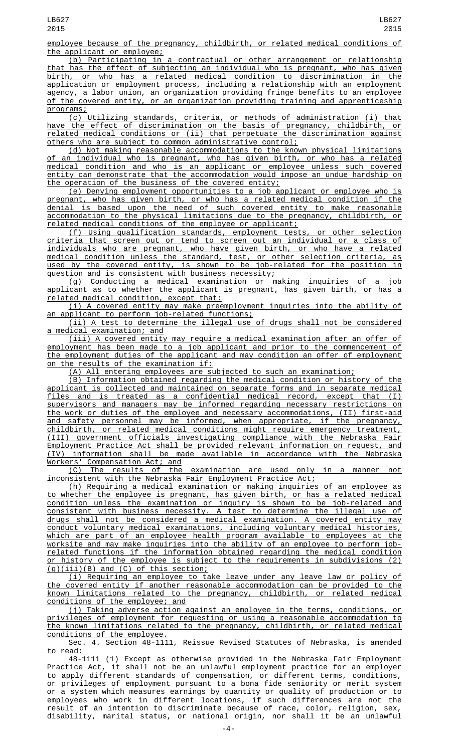employee because of the pregnancy, childbirth, or related medical conditions of the applicant or employee;

(b) Participating in a contractual or other arrangement or relationship that has the effect of subjecting an individual who is pregnant, who has given birth, or who has a related medical condition to discrimination in the application or employment process, including a relationship with an employment agency, a labor union, an organization providing fringe benefits to an employee of the covered entity, or an organization providing training and apprenticeship programs;

(c) Utilizing standards, criteria, or methods of administration (i) that have the effect of discrimination on the basis of pregnancy, childbirth, or related medical conditions or (ii) that perpetuate the discrimination against others who are subject to common administrative control;

(d) Not making reasonable accommodations to the known physical limitations of an individual who is pregnant, who has given birth, or who has a related medical condition and who is an applicant or employee unless such covered entity can demonstrate that the accommodation would impose an undue hardship on the operation of the business of the covered entity;

(e) Denying employment opportunities to a job applicant or employee who is pregnant, who has given birth, or who has a related medical condition if the denial is based upon the need of such covered entity to make reasonable accommodation to the physical limitations due to the pregnancy, childbirth, or related medical conditions of the employee or applicant;

(f) Using qualification standards, employment tests, or other selection criteria that screen out or tend to screen out an individual or a class of individuals who are pregnant, who have given birth, or who have a related medical condition unless the standard, test, or other selection criteria, as used by the covered entity, is shown to be job-related for the position in question and is consistent with business necessity;

(g) Conducting a medical examination or making inquiries of a job applicant as to whether the applicant is pregnant, has given birth, or has a related medical condition, except that:

(i) A covered entity may make preemployment inquiries into the ability of an applicant to perform job-related functions;

(ii) A test to determine the illegal use of drugs shall not be considered a medical examination; and

(iii) A covered entity may require a medical examination after an offer of employment has been made to a job applicant and prior to the commencement of the employment duties of the applicant and may condition an offer of employment on the results of the examination if:

(A) All entering employees are subjected to such an examination;

(B) Information obtained regarding the medical condition or history of the applicant is collected and maintained on separate forms and in separate medical files and is treated as a confidential medical record, except that (I) supervisors and managers may be informed regarding necessary restrictions on the work or duties of the employee and necessary accommodations, (II) first-aid and safety personnel may be informed, when appropriate, if the pregnancy, childbirth, or related medical conditions might require emergency treatment, (III) government officials investigating compliance with the Nebraska Fair Employment Practice Act shall be provided relevant information on request, and (IV) information shall be made available in accordance with the Nebraska Workers' Compensation Act; and

(C) The results of the examination are used only in a manner not inconsistent with the Nebraska Fair Employment Practice Act;

(h) Requiring a medical examination or making inquiries of an employee as to whether the employee is pregnant, has given birth, or has a related medical condition unless the examination or inquiry is shown to be job-related and consistent with business necessity. A test to determine the illegal use of drugs shall not be considered a medical examination. A covered entity may conduct voluntary medical examinations, including voluntary medical histories, which are part of an employee health program available to employees at the worksite and may make inquiries into the ability of an employee to perform job-related functions if the information obtained regarding the medical condition or history of the employee is subject to the requirements in subdivisions (2)(g)(iii)(B) and (C) of this section;

(i) Requiring an employee to take leave under any leave law or policy of the covered entity if another reasonable accommodation can be provided to the known limitations related to the pregnancy, childbirth, or related medical conditions of the employee; and

(j) Taking adverse action against an employee in the terms, conditions, or privileges of employment for requesting or using a reasonable accommodation to the known limitations related to the pregnancy, childbirth, or related medical conditions of the employee.

Sec. 4. Section 48-1111, Reissue Revised Statutes of Nebraska, is amended to read:

48-1111 (1) Except as otherwise provided in the Nebraska Fair Employment Practice Act, it shall not be an unlawful employment practice for an employer to apply different standards of compensation, or different terms, conditions, or privileges of employment pursuant to a bona fide seniority or merit system or a system which measures earnings by quantity or quality of production or to employees who work in different locations, if such differences are not the result of an intention to discriminate because of race, color, religion, sex, disability, marital status, or national origin, nor shall it be an unlawful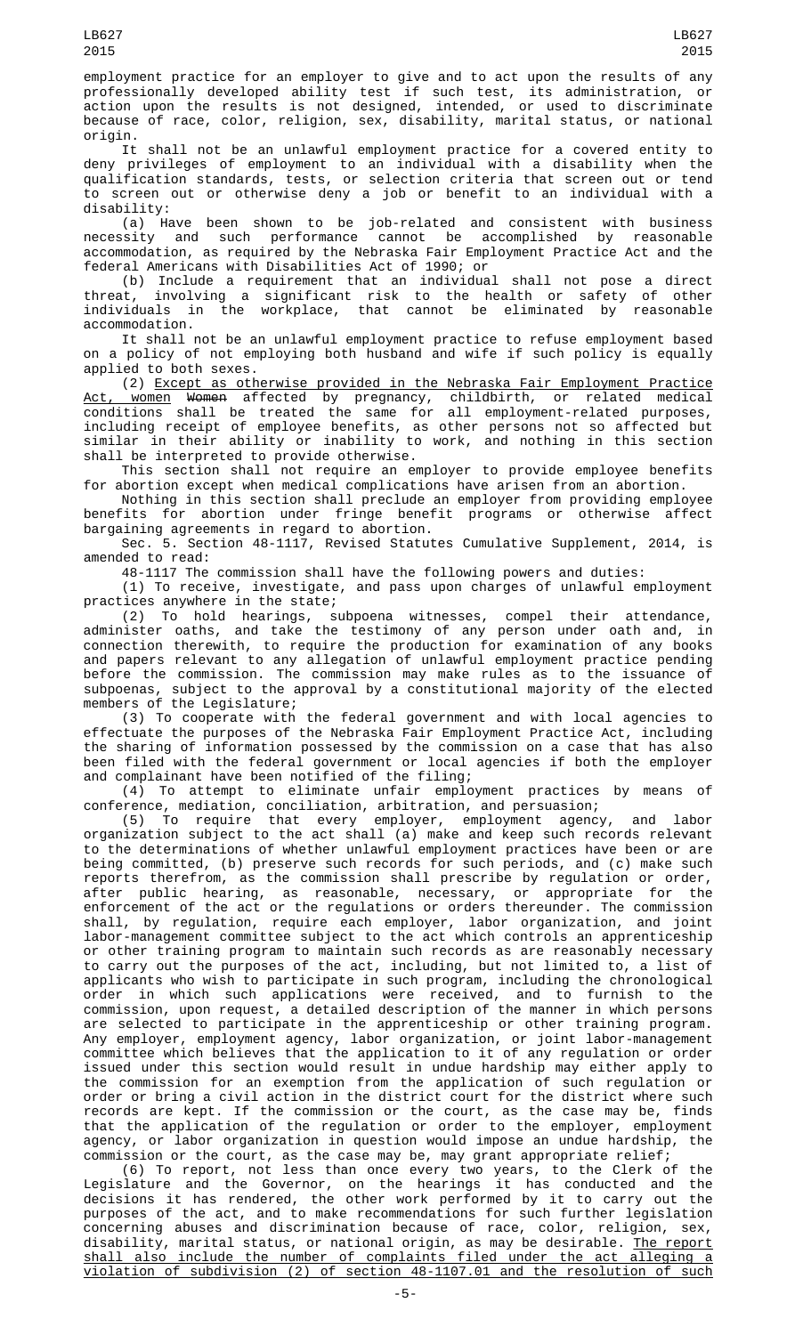employment practice for an employer to give and to act upon the results of any professionally developed ability test if such test, its administration, or action upon the results is not designed, intended, or used to discriminate because of race, color, religion, sex, disability, marital status, or national origin.

It shall not be an unlawful employment practice for a covered entity to deny privileges of employment to an individual with a disability when the qualification standards, tests, or selection criteria that screen out or tend to screen out or otherwise deny a job or benefit to an individual with a disability:

(a) Have been shown to be job-related and consistent with business necessity and such performance cannot be accomplished by reasonable accommodation, as required by the Nebraska Fair Employment Practice Act and the federal Americans with Disabilities Act of 1990; or

(b) Include a requirement that an individual shall not pose a direct threat, involving a significant risk to the health or safety of other individuals in the workplace, that cannot be eliminated by reasonable accommodation.

It shall not be an unlawful employment practice to refuse employment based on a policy of not employing both husband and wife if such policy is equally applied to both sexes.

(2) Except as otherwise provided in the Nebraska Fair Employment Practice Act, women ~~Women~~ affected by pregnancy, childbirth, or related medical conditions shall be treated the same for all employment-related purposes, including receipt of employee benefits, as other persons not so affected but similar in their ability or inability to work, and nothing in this section shall be interpreted to provide otherwise.

This section shall not require an employer to provide employee benefits for abortion except when medical complications have arisen from an abortion.

Nothing in this section shall preclude an employer from providing employee benefits for abortion under fringe benefit programs or otherwise affect bargaining agreements in regard to abortion.

Sec. 5. Section 48-1117, Revised Statutes Cumulative Supplement, 2014, is amended to read:

48-1117 The commission shall have the following powers and duties:

(1) To receive, investigate, and pass upon charges of unlawful employment practices anywhere in the state;

(2) To hold hearings, subpoena witnesses, compel their attendance, administer oaths, and take the testimony of any person under oath and, in connection therewith, to require the production for examination of any books and papers relevant to any allegation of unlawful employment practice pending before the commission. The commission may make rules as to the issuance of subpoenas, subject to the approval by a constitutional majority of the elected members of the Legislature;

(3) To cooperate with the federal government and with local agencies to effectuate the purposes of the Nebraska Fair Employment Practice Act, including the sharing of information possessed by the commission on a case that has also been filed with the federal government or local agencies if both the employer and complainant have been notified of the filing;

(4) To attempt to eliminate unfair employment practices by means of conference, mediation, conciliation, arbitration, and persuasion;

(5) To require that every employer, employment agency, and labor organization subject to the act shall (a) make and keep such records relevant to the determinations of whether unlawful employment practices have been or are being committed, (b) preserve such records for such periods, and (c) make such reports therefrom, as the commission shall prescribe by regulation or order, after public hearing, as reasonable, necessary, or appropriate for the enforcement of the act or the regulations or orders thereunder. The commission shall, by regulation, require each employer, labor organization, and joint labor-management committee subject to the act which controls an apprenticeship or other training program to maintain such records as are reasonably necessary to carry out the purposes of the act, including, but not limited to, a list of applicants who wish to participate in such program, including the chronological order in which such applications were received, and to furnish to the commission, upon request, a detailed description of the manner in which persons are selected to participate in the apprenticeship or other training program. Any employer, employment agency, labor organization, or joint labor-management committee which believes that the application to it of any regulation or order issued under this section would result in undue hardship may either apply to the commission for an exemption from the application of such regulation or order or bring a civil action in the district court for the district where such records are kept. If the commission or the court, as the case may be, finds that the application of the regulation or order to the employer, employment agency, or labor organization in question would impose an undue hardship, the commission or the court, as the case may be, may grant appropriate relief;

(6) To report, not less than once every two years, to the Clerk of the Legislature and the Governor, on the hearings it has conducted and the decisions it has rendered, the other work performed by it to carry out the purposes of the act, and to make recommendations for such further legislation concerning abuses and discrimination because of race, color, religion, sex, disability, marital status, or national origin, as may be desirable. The report shall also include the number of complaints filed under the act alleging a violation of subdivision (2) of section 48-1107.01 and the resolution of such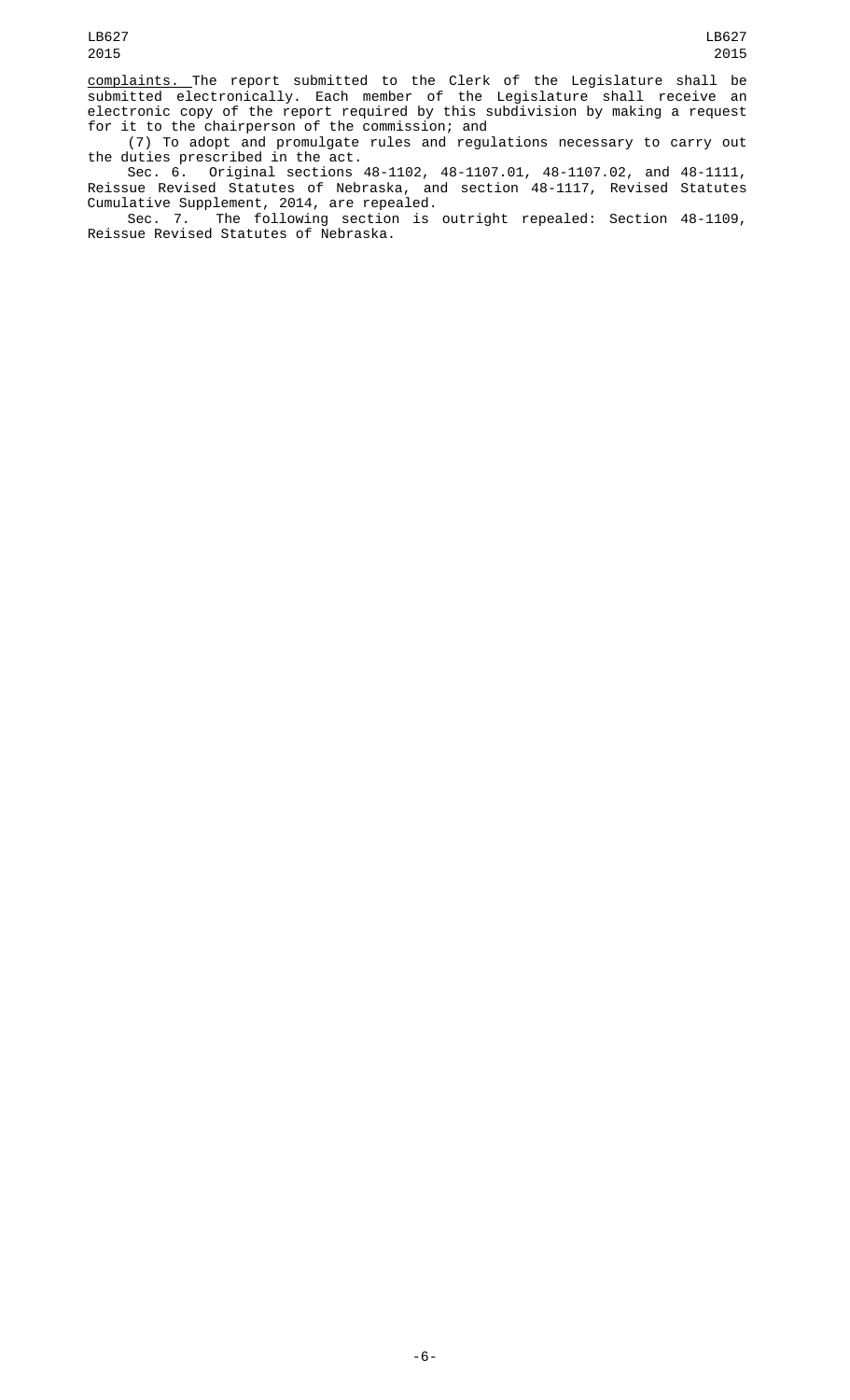complaints. The report submitted to the Clerk of the Legislature shall be submitted electronically. Each member of the Legislature shall receive an electronic copy of the report required by this subdivision by making a request for it to the chairperson of the commission; and

(7) To adopt and promulgate rules and regulations necessary to carry out the duties prescribed in the act.

Sec. 6. Original sections 48-1102, 48-1107.01, 48-1107.02, and 48-1111, Reissue Revised Statutes of Nebraska, and section 48-1117, Revised Statutes Cumulative Supplement, 2014, are repealed.

Sec. 7. The following section is outright repealed: Section 48-1109, Reissue Revised Statutes of Nebraska.